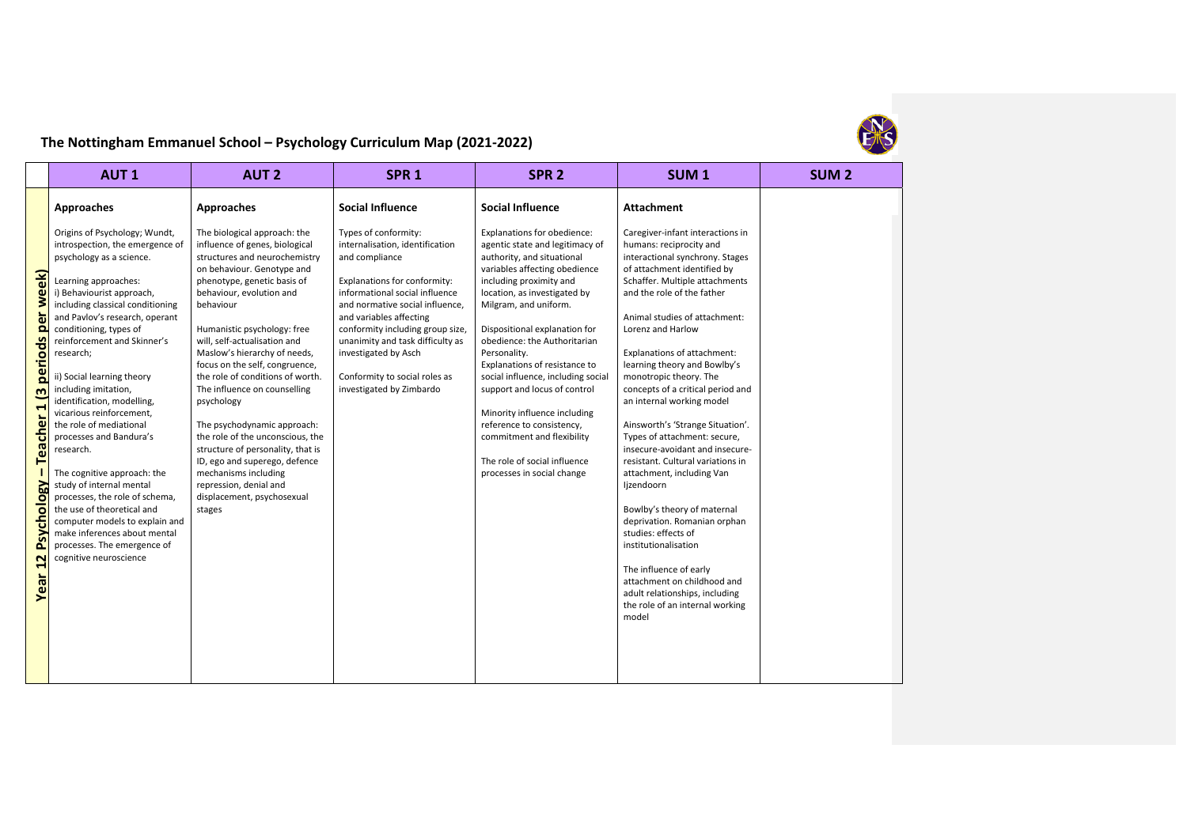# The Nottingham Emmanuel School – Psychology Curriculum Map (2021-2022)

| | AUT 1 | AUT 2 | SPR 1 | SPR 2 | SUM 1 | SUM 2 |
|---|---|---|---|---|---|---|
| **Year 12 Psychology – Teacher 1 (3 periods per week)** | **Approaches**<br><br>Origins of Psychology; Wundt, introspection, the emergence of psychology as a science.<br><br>Learning approaches:<br>i) Behaviourist approach, including classical conditioning and Pavlov's research, operant conditioning, types of reinforcement and Skinner's research;<br><br>ii) Social learning theory including imitation, identification, modelling, vicarious reinforcement, the role of mediational processes and Bandura's research.<br><br>The cognitive approach: the study of internal mental processes, the role of schema, the use of theoretical and computer models to explain and make inferences about mental processes. The emergence of cognitive neuroscience | **Approaches**<br><br>The biological approach: the influence of genes, biological structures and neurochemistry on behaviour. Genotype and phenotype, genetic basis of behaviour, evolution and behaviour<br><br>Humanistic psychology: free will, self-actualisation and Maslow's hierarchy of needs, focus on the self, congruence, the role of conditions of worth. The influence on counselling psychology<br><br>The psychodynamic approach: the role of the unconscious, the structure of personality, that is ID, ego and superego, defence mechanisms including repression, denial and displacement, psychosexual stages | **Social Influence**<br><br>Types of conformity: internalisation, identification and compliance<br><br>Explanations for conformity: informational social influence and normative social influence, and variables affecting conformity including group size, unanimity and task difficulty as investigated by Asch<br><br>Conformity to social roles as investigated by Zimbardo | **Social Influence**<br><br>Explanations for obedience: agentic state and legitimacy of authority, and situational variables affecting obedience including proximity and location, as investigated by Milgram, and uniform.<br><br>Dispositional explanation for obedience: the Authoritarian Personality.<br>Explanations of resistance to social influence, including social support and locus of control<br><br>Minority influence including reference to consistency, commitment and flexibility<br><br>The role of social influence processes in social change | **Attachment**<br><br>Caregiver-infant interactions in humans: reciprocity and interactional synchrony. Stages of attachment identified by Schaffer. Multiple attachments and the role of the father<br><br>Animal studies of attachment: Lorenz and Harlow<br><br>Explanations of attachment: learning theory and Bowlby's monotropic theory. The concepts of a critical period and an internal working model<br><br>Ainsworth's 'Strange Situation'. Types of attachment: secure, insecure-avoidant and insecure-resistant. Cultural variations in attachment, including Van Ijzendoorn<br><br>Bowlby's theory of maternal deprivation. Romanian orphan studies: effects of institutionalisation<br><br>The influence of early attachment on childhood and adult relationships, including the role of an internal working model | |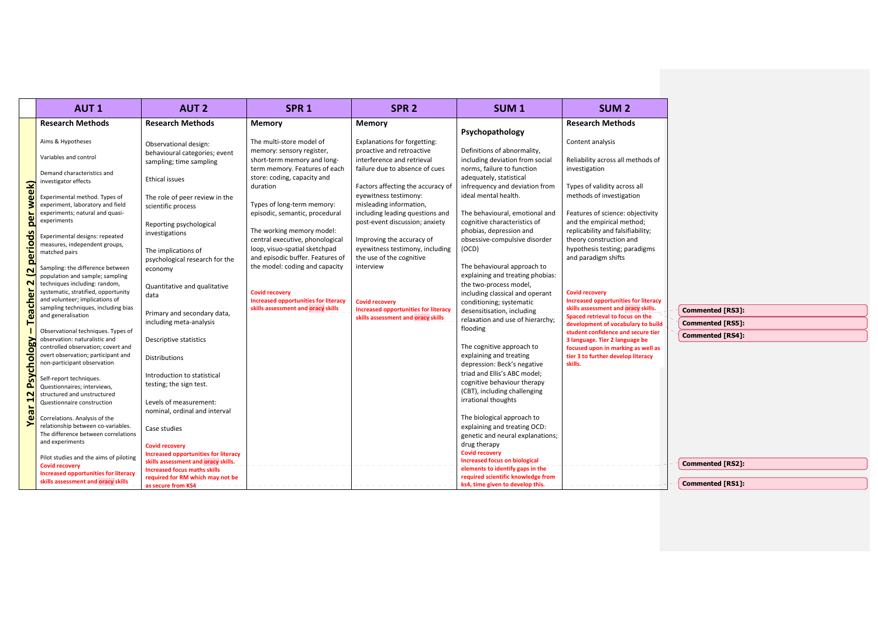| | AUT 1 | AUT 2 | SPR 1 | SPR 2 | SUM 1 | SUM 2 |
|---|---|---|---|---|---|---|
| Year 12 Psychology – Teacher 2 (2 periods per week) | **Research Methods**<br><br>Aims & Hypotheses<br><br>Variables and control<br><br>Demand characteristics and investigator effects<br><br>Experimental method. Types of experiment, laboratory and field experiments; natural and quasi-experiments<br><br>Experimental designs: repeated measures, independent groups, matched pairs<br><br>Sampling: the difference between population and sample; sampling techniques including: random, systematic, stratified, opportunity and volunteer; implications of sampling techniques, including bias and generalisation<br><br>Observational techniques. Types of observation: naturalistic and controlled observation; covert and overt observation; participant and non-participant observation<br><br>Self-report techniques. Questionnaires; interviews, structured and unstructured Questionnaire construction<br><br>Correlations. Analysis of the relationship between co-variables. The difference between correlations and experiments<br><br>Pilot studies and the aims of piloting<br>**Covid recovery**<br>**Increased opportunities for literacy skills assessment and oracy skills** | **Research Methods**<br><br>Observational design: behavioural categories; event sampling; time sampling<br><br>Ethical issues<br><br>The role of peer review in the scientific process<br><br>Reporting psychological investigations<br><br>The implications of psychological research for the economy<br><br>Quantitative and qualitative data<br><br>Primary and secondary data, including meta-analysis<br><br>Descriptive statistics<br><br>Distributions<br><br>Introduction to statistical testing; the sign test.<br><br>Levels of measurement: nominal, ordinal and interval<br><br>Case studies<br><br>**Covid recovery**<br>**Increased opportunities for literacy skills assessment and oracy skills.**<br>**Increased focus maths skills required for RM which may not be as secure from KS4** | **Memory**<br><br>The multi-store model of memory: sensory register, short-term memory and long-term memory. Features of each store: coding, capacity and duration<br><br>Types of long-term memory: episodic, semantic, procedural<br><br>The working memory model: central executive, phonological loop, visuo-spatial sketchpad and episodic buffer. Features of the model: coding and capacity<br><br>**Covid recovery**<br>**Increased opportunities for literacy skills assessment and oracy skills** | **Memory**<br><br>Explanations for forgetting: proactive and retroactive interference and retrieval failure due to absence of cues<br><br>Factors affecting the accuracy of eyewitness testimony: misleading information, including leading questions and post-event discussion; anxiety<br><br>Improving the accuracy of eyewitness testimony, including the use of the cognitive interview<br><br>**Covid recovery**<br>**Increased opportunities for literacy skills assessment and oracy skills** | **Psychopathology**<br><br>Definitions of abnormality, including deviation from social norms, failure to function adequately, statistical infrequency and deviation from ideal mental health.<br><br>The behavioural, emotional and cognitive characteristics of phobias, depression and obsessive-compulsive disorder (OCD)<br><br>The behavioural approach to explaining and treating phobias: the two-process model, including classical and operant conditioning; systematic desensitisation, including relaxation and use of hierarchy; flooding<br><br>The cognitive approach to explaining and treating depression: Beck's negative triad and Ellis's ABC model; cognitive behaviour therapy (CBT), including challenging irrational thoughts<br><br>The biological approach to explaining and treating OCD: genetic and neural explanations; drug therapy<br>**Covid recovery**<br>**Increased focus on biological elements to identify gaps in the required scientific knowledge from ks4, time given to develop this.** | **Research Methods**<br><br>Content analysis<br><br>Reliability across all methods of investigation<br><br>Types of validity across all methods of investigation<br><br>Features of science: objectivity and the empirical method; replicability and falsifiability; theory construction and hypothesis testing; paradigms and paradigm shifts<br><br>**Covid recovery**<br>**Increased opportunities for literacy skills assessment and oracy skills.**<br>**Spaced retrieval to focus on the development of vocabulary to build student confidence and secure tier 3 language. Tier 2 language be focused upon in marking as well as tier 3 to further develop literacy skills.** |

Commented [RS3]:

Commented [RS5]:

Commented [RS4]:

Commented [RS2]:

Commented [RS1]: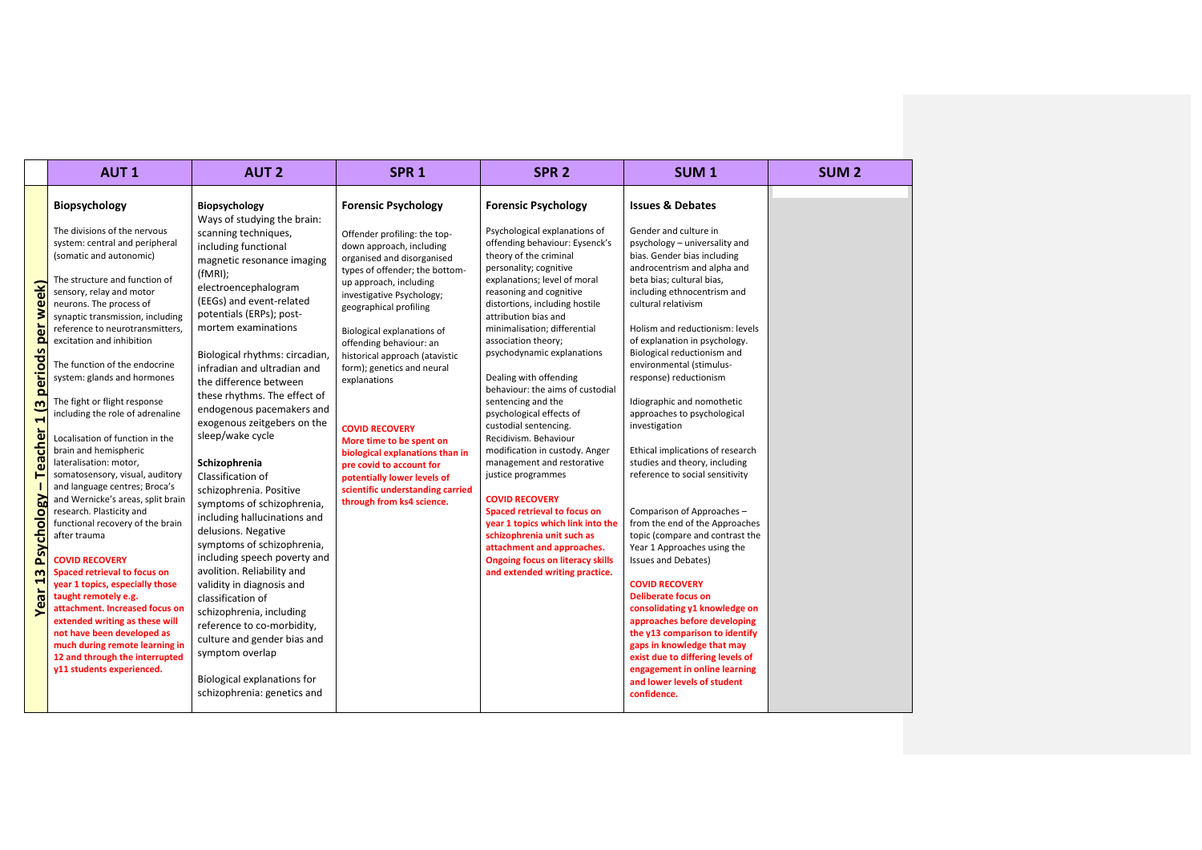| | AUT 1 | AUT 2 | SPR 1 | SPR 2 | SUM 1 | SUM 2 |
|---|---|---|---|---|---|---|
| **Year 13 Psychology – Teacher 1 (3 periods per week)** | **Biopsychology**<br><br>The divisions of the nervous system: central and peripheral (somatic and autonomic)<br><br>The structure and function of sensory, relay and motor neurons. The process of synaptic transmission, including reference to neurotransmitters, excitation and inhibition<br><br>The function of the endocrine system: glands and hormones<br><br>The fight or flight response including the role of adrenaline<br><br>Localisation of function in the brain and hemispheric lateralisation: motor, somatosensory, visual, auditory and language centres; Broca's and Wernicke's areas, split brain research. Plasticity and functional recovery of the brain after trauma<br><br>**COVID RECOVERY**<br>**Spaced retrieval to focus on year 1 topics, especially those taught remotely e.g. attachment. Increased focus on extended writing as these will not have been developed as much during remote learning in 12 and through the interrupted y11 students experienced.** | **Biopsychology**<br>Ways of studying the brain: scanning techniques, including functional magnetic resonance imaging (fMRI); electroencephalogram (EEGs) and event-related potentials (ERPs); post-mortem examinations<br><br>Biological rhythms: circadian, infradian and ultradian and the difference between these rhythms. The effect of endogenous pacemakers and exogenous zeitgebers on the sleep/wake cycle<br><br>**Schizophrenia**<br>Classification of schizophrenia. Positive symptoms of schizophrenia, including hallucinations and delusions. Negative symptoms of schizophrenia, including speech poverty and avolition. Reliability and validity in diagnosis and classification of schizophrenia, including reference to co-morbidity, culture and gender bias and symptom overlap<br><br>Biological explanations for schizophrenia: genetics and | **Forensic Psychology**<br><br>Offender profiling: the top-down approach, including organised and disorganised types of offender; the bottom-up approach, including investigative Psychology; geographical profiling<br><br>Biological explanations of offending behaviour: an historical approach (atavistic form); genetics and neural explanations<br><br>**COVID RECOVERY**<br>**More time to be spent on biological explanations than in pre covid to account for potentially lower levels of scientific understanding carried through from ks4 science.** | **Forensic Psychology**<br><br>Psychological explanations of offending behaviour: Eysenck's theory of the criminal personality; cognitive explanations; level of moral reasoning and cognitive distortions, including hostile attribution bias and minimalisation; differential association theory; psychodynamic explanations<br><br>Dealing with offending behaviour: the aims of custodial sentencing and the psychological effects of custodial sentencing. Recidivism. Behaviour modification in custody. Anger management and restorative justice programmes<br><br>**COVID RECOVERY**<br>**Spaced retrieval to focus on year 1 topics which link into the schizophrenia unit such as attachment and approaches. Ongoing focus on literacy skills and extended writing practice.** | **Issues & Debates**<br><br>Gender and culture in psychology – universality and bias. Gender bias including androcentrism and alpha and beta bias; cultural bias, including ethnocentrism and cultural relativism<br><br>Holism and reductionism: levels of explanation in psychology. Biological reductionism and environmental (stimulus-response) reductionism<br><br>Idiographic and nomothetic approaches to psychological investigation<br><br>Ethical implications of research studies and theory, including reference to social sensitivity<br><br>Comparison of Approaches – from the end of the Approaches topic (compare and contrast the Year 1 Approaches using the Issues and Debates)<br><br>**COVID RECOVERY**<br>**Deliberate focus on consolidating y1 knowledge on approaches before developing the y13 comparison to identify gaps in knowledge that may exist due to differing levels of engagement in online learning and lower levels of student confidence.** | |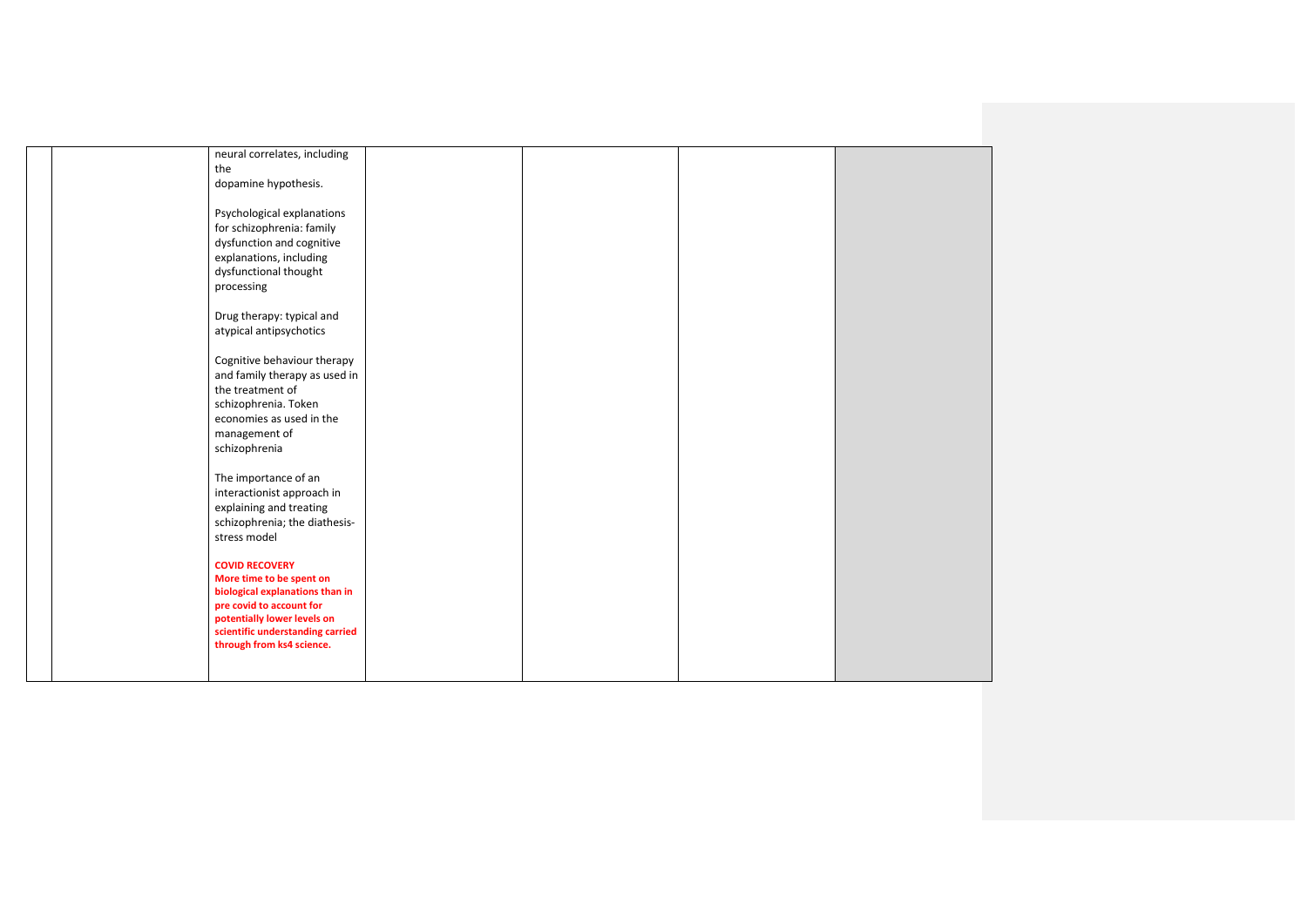|  |  |  |  |  |  |  |
|---|---|---|---|---|---|---|
|  |  | neural correlates, including the dopamine hypothesis.<br><br>Psychological explanations for schizophrenia: family dysfunction and cognitive explanations, including dysfunctional thought processing<br><br>Drug therapy: typical and atypical antipsychotics<br><br>Cognitive behaviour therapy and family therapy as used in the treatment of schizophrenia. Token economies as used in the management of schizophrenia<br><br>The importance of an interactionist approach in explaining and treating schizophrenia; the diathesis-stress model<br><br>**COVID RECOVERY**<br>**More time to be spent on biological explanations than in pre covid to account for potentially lower levels on scientific understanding carried through from ks4 science.** |  |  |  |  |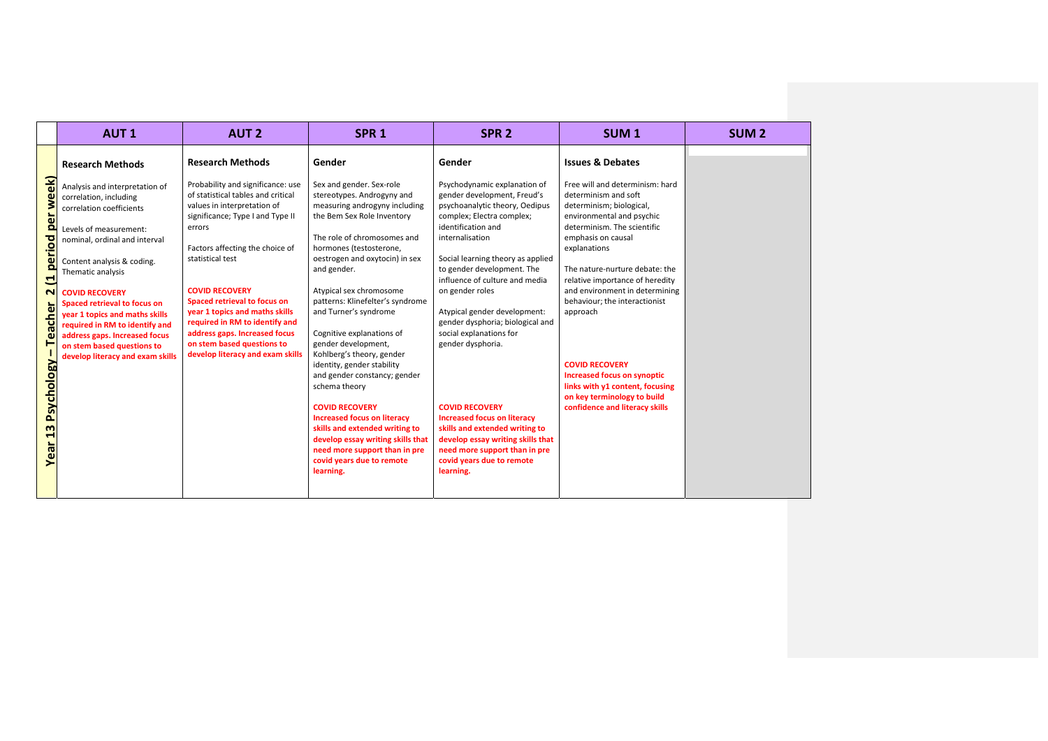| | AUT 1 | AUT 2 | SPR 1 | SPR 2 | SUM 1 | SUM 2 |
|---|---|---|---|---|---|---|
| **Year 13 Psychology – Teacher 2 (1 period per week)** | **Research Methods**<br><br>Analysis and interpretation of correlation, including correlation coefficients<br><br>Levels of measurement: nominal, ordinal and interval<br><br>Content analysis & coding. Thematic analysis<br><br>**COVID RECOVERY**<br>**Spaced retrieval to focus on year 1 topics and maths skills required in RM to identify and address gaps. Increased focus on stem based questions to develop literacy and exam skills** | **Research Methods**<br><br>Probability and significance: use of statistical tables and critical values in interpretation of significance; Type I and Type II errors<br><br>Factors affecting the choice of statistical test<br><br>**COVID RECOVERY**<br>**Spaced retrieval to focus on year 1 topics and maths skills required in RM to identify and address gaps. Increased focus on stem based questions to develop literacy and exam skills** | **Gender**<br><br>Sex and gender. Sex-role stereotypes. Androgyny and measuring androgyny including the Bem Sex Role Inventory<br><br>The role of chromosomes and hormones (testosterone, oestrogen and oxytocin) in sex and gender.<br><br>Atypical sex chromosome patterns: Klinefelter's syndrome and Turner's syndrome<br><br>Cognitive explanations of gender development, Kohlberg's theory, gender identity, gender stability and gender constancy; gender schema theory<br><br>**COVID RECOVERY**<br>**Increased focus on literacy skills and extended writing to develop essay writing skills that need more support than in pre covid years due to remote learning.** | **Gender**<br><br>Psychodynamic explanation of gender development, Freud's psychoanalytic theory, Oedipus complex; Electra complex; identification and internalisation<br><br>Social learning theory as applied to gender development. The influence of culture and media on gender roles<br><br>Atypical gender development: gender dysphoria; biological and social explanations for gender dysphoria.<br><br>**COVID RECOVERY**<br>**Increased focus on literacy skills and extended writing to develop essay writing skills that need more support than in pre covid years due to remote learning.** | **Issues & Debates**<br><br>Free will and determinism: hard determinism and soft determinism; biological, environmental and psychic determinism. The scientific emphasis on causal explanations<br><br>The nature-nurture debate: the relative importance of heredity and environment in determining behaviour; the interactionist approach<br><br>**COVID RECOVERY**<br>**Increased focus on synoptic links with y1 content, focusing on key terminology to build confidence and literacy skills** | |